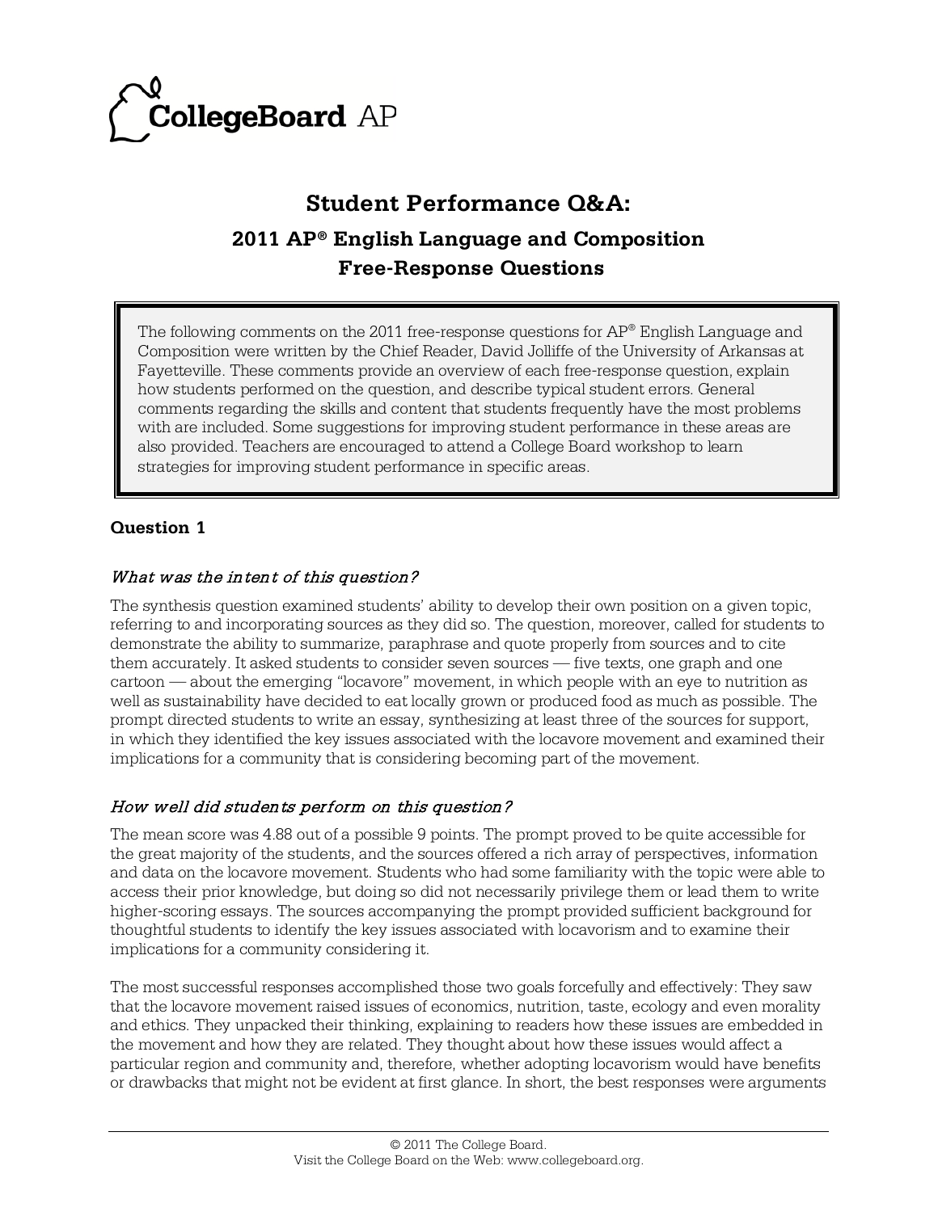# Student Performance Q&A:

## 2011 AP® English Language and Composition Free-Response Questions

The following comments on the 2011 free-response questions for AP® English Language and Composition were written by the Chief Reader, David Jolliffe of the University of Arkansas at Fayetteville. These comments provide an overview of each free-response question, explain how students performed on the question, and describe typical student errors. General comments regarding the skills and content that students frequently have the most problems with are included. Some suggestions for improving student performance in these areas are also provided. Teachers are encouraged to attend a College Board workshop to learn strategies for improving student performance in specific areas.

### Question 1

*What was the intent of this question?*

The synthesis question examined students' ability to develop their own position on a given topic, referring to and incorporating sources as they did so. The question, moreover, called for students to demonstrate the ability to summarize, paraphrase and quote properly from sources and to cite them accurately. It asked students to consider seven sources — five texts, one graph and one cartoon — about the emerging "locavore" movement, in which people with an eye to nutrition as well as sustainability have decided to eat locally grown or produced food as much as possible. The prompt directed students to write an essay, synthesizing at least three of the sources for support, in which they identified the key issues associated with the locavore movement and examined their implications for a community that is considering becoming part of the movement.

*How well did students perform on this question?*

The mean score was 4.88 out of a possible 9 points. The prompt proved to be quite accessible for the great majority of the students, and the sources offered a rich array of perspectives, information and data on the locavore movement. Students who had some familiarity with the topic were able to access their prior knowledge, but doing so did not necessarily privilege them or lead them to write higher-scoring essays. The sources accompanying the prompt provided sufficient background for thoughtful students to identify the key issues associated with locavorism and to examine their implications for a community considering it.

The most successful responses accomplished those two goals forcefully and effectively: They saw that the locavore movement raised issues of economics, nutrition, taste, ecology and even morality and ethics. They unpacked their thinking, explaining to readers how these issues are embedded in the movement and how they are related. They thought about how these issues would affect a particular region and community and, therefore, whether adopting locavorism would have benefits or drawbacks that might not be evident at first glance. In short, the best responses were arguments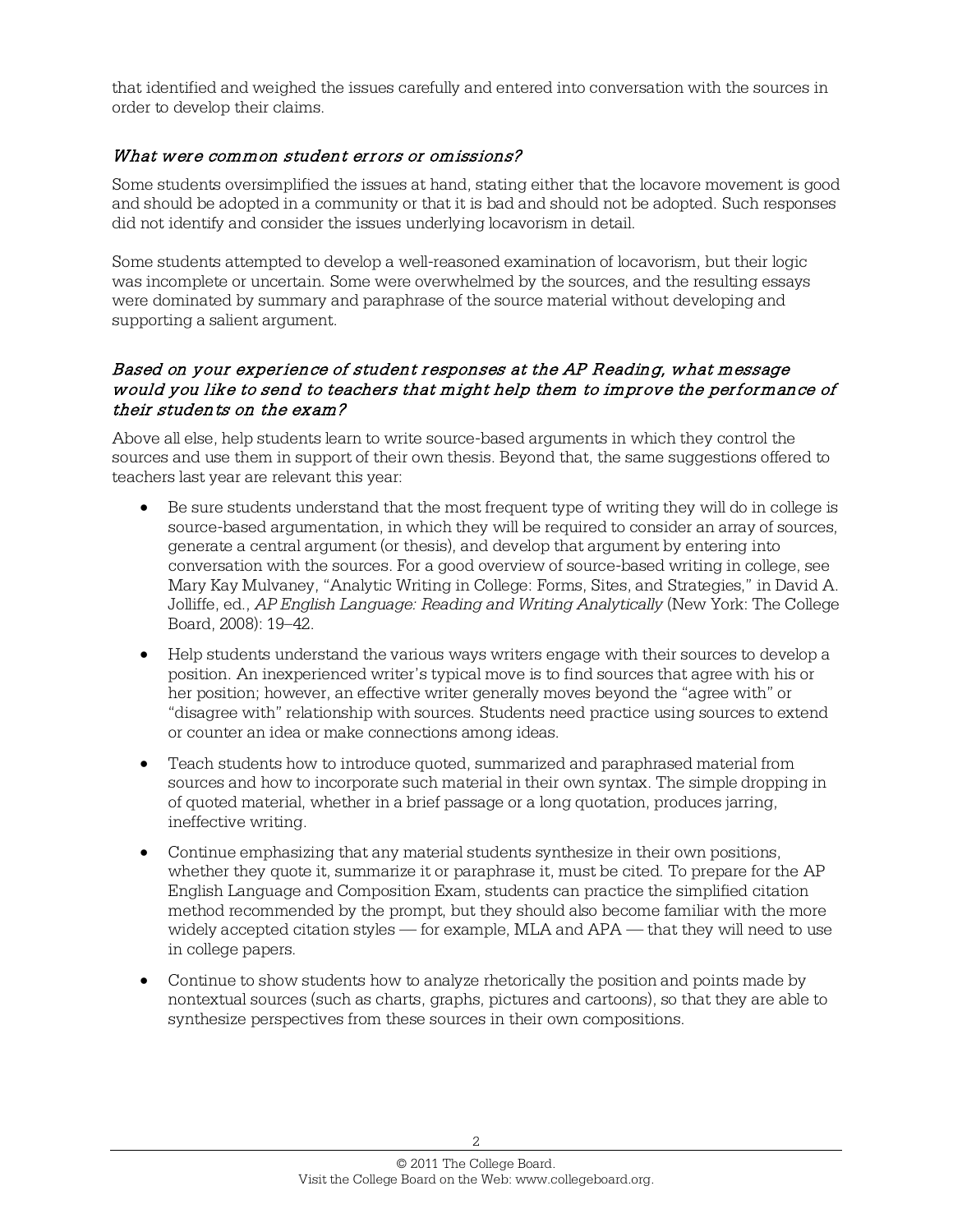that identified and weighed the issues carefully and entered into conversation with the sources in order to develop their claims.

### *What were common student errors or omissions?*

Some students oversimplified the issues at hand, stating either that the locavore movement is good and should be adopted in a community or that it is bad and should not be adopted. Such responses did not identify and consider the issues underlying locavorism in detail.

Some students attempted to develop a well-reasoned examination of locavorism, but their logic was incomplete or uncertain. Some were overwhelmed by the sources, and the resulting essays were dominated by summary and paraphrase of the source material without developing and supporting a salient argument.

### *Based on your experience of student responses at the AP Reading, what message would you like to send to teachers that might help them to improve the performance of their students on the exam?*

Above all else, help students learn to write source-based arguments in which they control the sources and use them in support of their own thesis. Beyond that, the same suggestions offered to teachers last year are relevant this year:

- Be sure students understand that the most frequent type of writing they will do in college is source-based argumentation, in which they will be required to consider an array of sources, generate a central argument (or thesis), and develop that argument by entering into conversation with the sources. For a good overview of source-based writing in college, see Mary Kay Mulvaney, "Analytic Writing in College: Forms, Sites, and Strategies," in David A. Jolliffe, ed., *AP English Language: Reading and Writing Analytically* (New York: The College Board, 2008): 19–42.
- Help students understand the various ways writers engage with their sources to develop a position. An inexperienced writer's typical move is to find sources that agree with his or her position; however, an effective writer generally moves beyond the "agree with" or "disagree with" relationship with sources. Students need practice using sources to extend or counter an idea or make connections among ideas.
- Teach students how to introduce quoted, summarized and paraphrased material from sources and how to incorporate such material in their own syntax. The simple dropping in of quoted material, whether in a brief passage or a long quotation, produces jarring, ineffective writing.
- Continue emphasizing that any material students synthesize in their own positions, whether they quote it, summarize it or paraphrase it, must be cited. To prepare for the AP English Language and Composition Exam, students can practice the simplified citation method recommended by the prompt, but they should also become familiar with the more widely accepted citation styles — for example, MLA and APA — that they will need to use in college papers.
- Continue to show students how to analyze rhetorically the position and points made by nontextual sources (such as charts, graphs, pictures and cartoons), so that they are able to synthesize perspectives from these sources in their own compositions.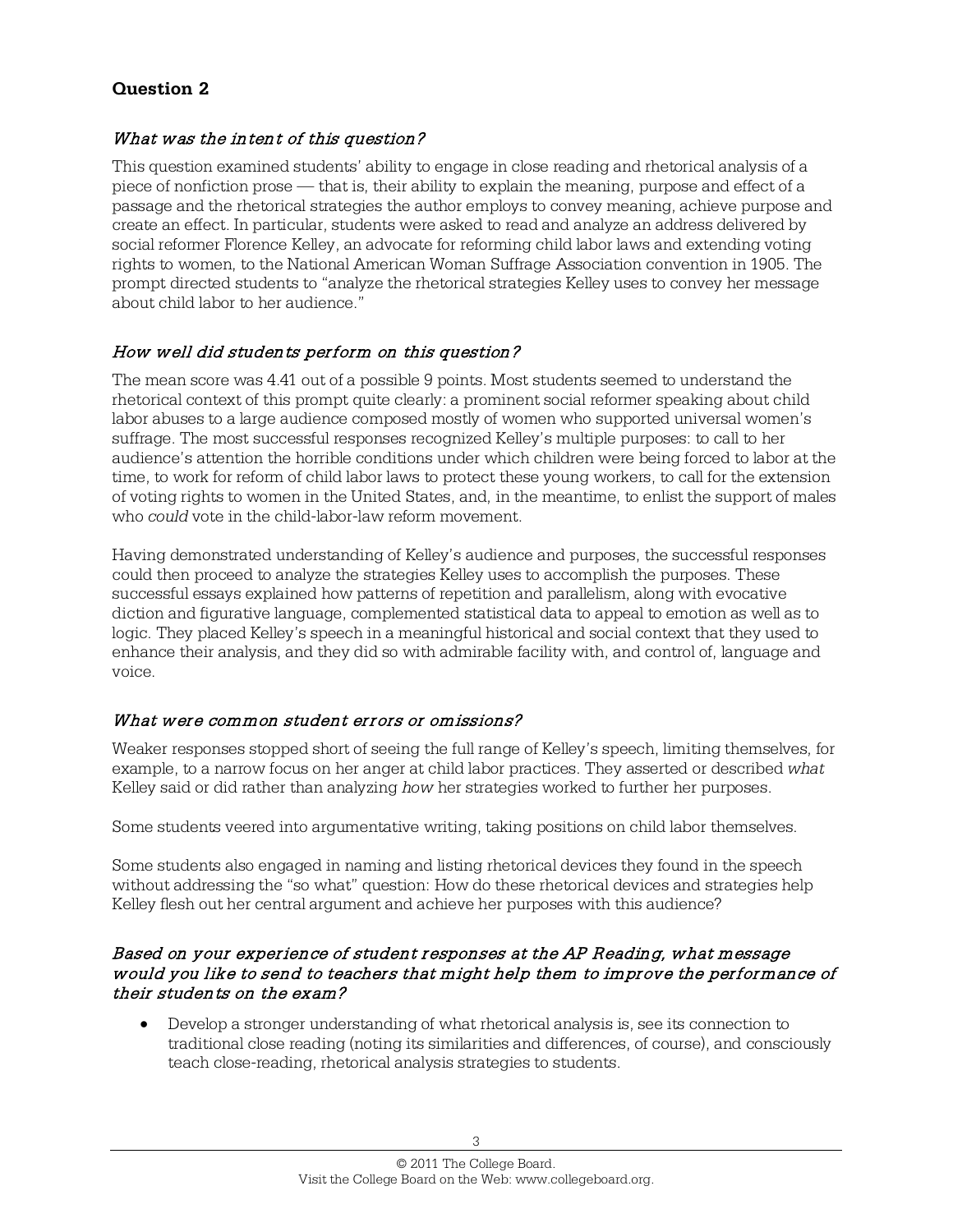## Question 2

### *What was the intent of this question?*

This question examined students' ability to engage in close reading and rhetorical analysis of a piece of nonfiction prose — that is, their ability to explain the meaning, purpose and effect of a passage and the rhetorical strategies the author employs to convey meaning, achieve purpose and create an effect. In particular, students were asked to read and analyze an address delivered by social reformer Florence Kelley, an advocate for reforming child labor laws and extending voting rights to women, to the National American Woman Suffrage Association convention in 1905. The prompt directed students to "analyze the rhetorical strategies Kelley uses to convey her message about child labor to her audience."

### *How well did students perform on this question?*

The mean score was 4.41 out of a possible 9 points. Most students seemed to understand the rhetorical context of this prompt quite clearly: a prominent social reformer speaking about child labor abuses to a large audience composed mostly of women who supported universal women's suffrage. The most successful responses recognized Kelley's multiple purposes: to call to her audience's attention the horrible conditions under which children were being forced to labor at the time, to work for reform of child labor laws to protect these young workers, to call for the extension of voting rights to women in the United States, and, in the meantime, to enlist the support of males who *could* vote in the child-labor-law reform movement.

Having demonstrated understanding of Kelley's audience and purposes, the successful responses could then proceed to analyze the strategies Kelley uses to accomplish the purposes. These successful essays explained how patterns of repetition and parallelism, along with evocative diction and figurative language, complemented statistical data to appeal to emotion as well as to logic. They placed Kelley's speech in a meaningful historical and social context that they used to enhance their analysis, and they did so with admirable facility with, and control of, language and voice.

### *What were common student errors or omissions?*

Weaker responses stopped short of seeing the full range of Kelley's speech, limiting themselves, for example, to a narrow focus on her anger at child labor practices. They asserted or described *what* Kelley said or did rather than analyzing *how* her strategies worked to further her purposes.

Some students veered into argumentative writing, taking positions on child labor themselves.

Some students also engaged in naming and listing rhetorical devices they found in the speech without addressing the "so what" question: How do these rhetorical devices and strategies help Kelley flesh out her central argument and achieve her purposes with this audience?

### *Based on your experience of student responses at the AP Reading, what message would you like to send to teachers that might help them to improve the performance of their students on the exam?*

- Develop a stronger understanding of what rhetorical analysis is, see its connection to traditional close reading (noting its similarities and differences, of course), and consciously teach close-reading, rhetorical analysis strategies to students.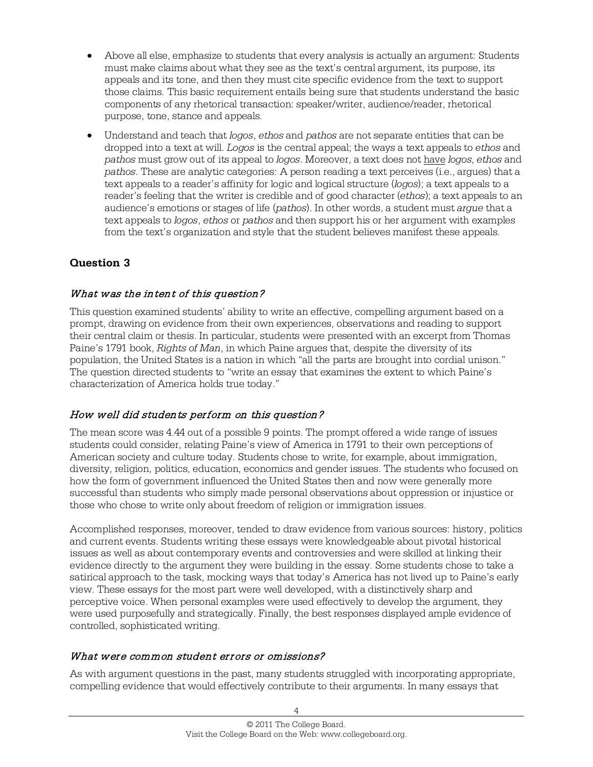- Above all else, emphasize to students that every analysis is actually an argument: Students must make claims about what they see as the text's central argument, its purpose, its appeals and its tone, and then they must cite specific evidence from the text to support those claims. This basic requirement entails being sure that students understand the basic components of any rhetorical transaction: speaker/writer, audience/reader, rhetorical purpose, tone, stance and appeals.
- Understand and teach that *logos*, *ethos* and *pathos* are not separate entities that can be dropped into a text at will. *Logos* is the central appeal; the ways a text appeals to *ethos* and *pathos* must grow out of its appeal to *logos*. Moreover, a text does not <u>have</u> *logos*, *ethos* and *pathos*. These are analytic categories: A person reading a text perceives (i.e., argues) that a text appeals to a reader's affinity for logic and logical structure (*logos*); a text appeals to a reader's feeling that the writer is credible and of good character (*ethos*); a text appeals to an audience's emotions or stages of life (*pathos*). In other words, a student must *argue* that a text appeals to *logos*, *ethos* or *pathos* and then support his or her argument with examples from the text's organization and style that the student believes manifest these appeals.

## Question 3

### *What was the intent of this question?*

This question examined students' ability to write an effective, compelling argument based on a prompt, drawing on evidence from their own experiences, observations and reading to support their central claim or thesis. In particular, students were presented with an excerpt from Thomas Paine's 1791 book, *Rights of Man*, in which Paine argues that, despite the diversity of its population, the United States is a nation in which "all the parts are brought into cordial unison." The question directed students to "write an essay that examines the extent to which Paine's characterization of America holds true today."

### *How well did students perform on this question?*

The mean score was 4.44 out of a possible 9 points. The prompt offered a wide range of issues students could consider, relating Paine's view of America in 1791 to their own perceptions of American society and culture today. Students chose to write, for example, about immigration, diversity, religion, politics, education, economics and gender issues. The students who focused on how the form of government influenced the United States then and now were generally more successful than students who simply made personal observations about oppression or injustice or those who chose to write only about freedom of religion or immigration issues.

Accomplished responses, moreover, tended to draw evidence from various sources: history, politics and current events. Students writing these essays were knowledgeable about pivotal historical issues as well as about contemporary events and controversies and were skilled at linking their evidence directly to the argument they were building in the essay. Some students chose to take a satirical approach to the task, mocking ways that today's America has not lived up to Paine's early view. These essays for the most part were well developed, with a distinctively sharp and perceptive voice. When personal examples were used effectively to develop the argument, they were used purposefully and strategically. Finally, the best responses displayed ample evidence of controlled, sophisticated writing.

### *What were common student errors or omissions?*

As with argument questions in the past, many students struggled with incorporating appropriate, compelling evidence that would effectively contribute to their arguments. In many essays that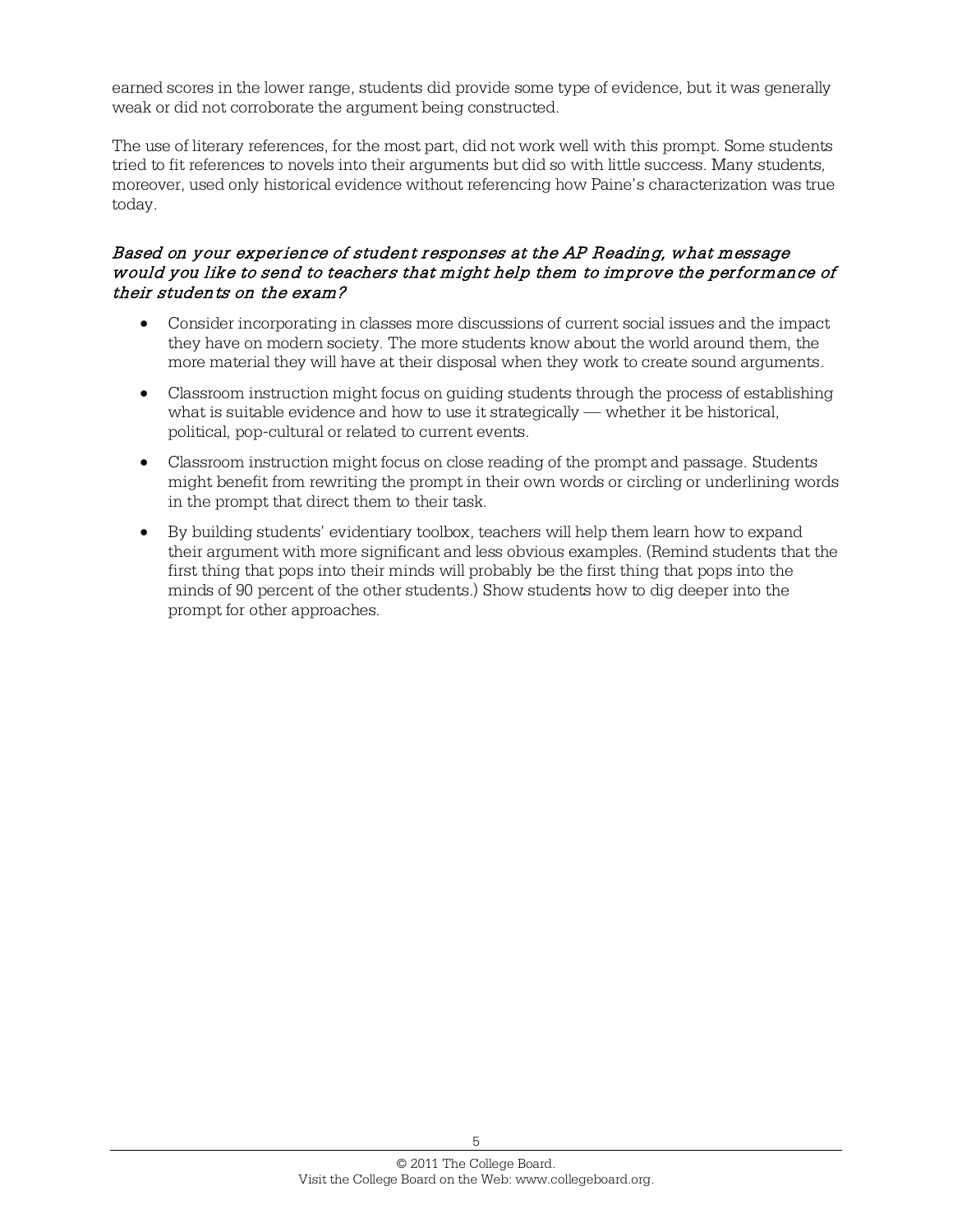earned scores in the lower range, students did provide some type of evidence, but it was generally weak or did not corroborate the argument being constructed.

The use of literary references, for the most part, did not work well with this prompt. Some students tried to fit references to novels into their arguments but did so with little success. Many students, moreover, used only historical evidence without referencing how Paine's characterization was true today.

***Based on your experience of student responses at the AP Reading, what message would you like to send to teachers that might help them to improve the performance of their students on the exam?***

- Consider incorporating in classes more discussions of current social issues and the impact they have on modern society. The more students know about the world around them, the more material they will have at their disposal when they work to create sound arguments.
- Classroom instruction might focus on guiding students through the process of establishing what is suitable evidence and how to use it strategically — whether it be historical, political, pop-cultural or related to current events.
- Classroom instruction might focus on close reading of the prompt and passage. Students might benefit from rewriting the prompt in their own words or circling or underlining words in the prompt that direct them to their task.
- By building students' evidentiary toolbox, teachers will help them learn how to expand their argument with more significant and less obvious examples. (Remind students that the first thing that pops into their minds will probably be the first thing that pops into the minds of 90 percent of the other students.) Show students how to dig deeper into the prompt for other approaches.